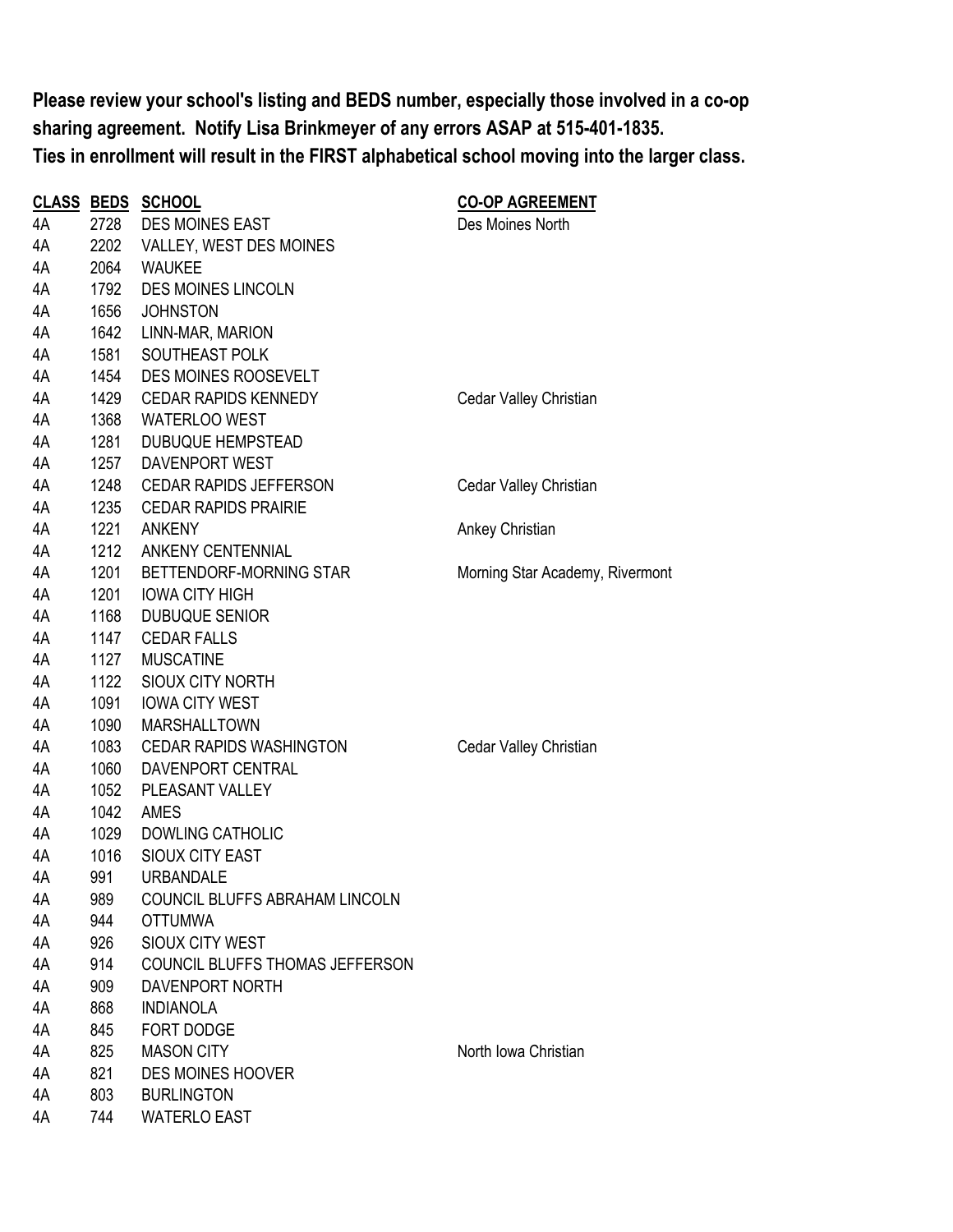**Please review your school's listing and BEDS number, especially those involved in a co-op sharing agreement. Notify Lisa Brinkmeyer of any errors ASAP at 515-401-1835.**
**Ties in enrollment will result in the FIRST alphabetical school moving into the larger class.**

| CLASS | BEDS | SCHOOL | CO-OP AGREEMENT |
|---|---|---|---|
| 4A | 2728 | DES MOINES EAST | Des Moines North |
| 4A | 2202 | VALLEY, WEST DES MOINES | |
| 4A | 2064 | WAUKEE | |
| 4A | 1792 | DES MOINES LINCOLN | |
| 4A | 1656 | JOHNSTON | |
| 4A | 1642 | LINN-MAR, MARION | |
| 4A | 1581 | SOUTHEAST POLK | |
| 4A | 1454 | DES MOINES ROOSEVELT | |
| 4A | 1429 | CEDAR RAPIDS KENNEDY | Cedar Valley Christian |
| 4A | 1368 | WATERLOO WEST | |
| 4A | 1281 | DUBUQUE HEMPSTEAD | |
| 4A | 1257 | DAVENPORT WEST | |
| 4A | 1248 | CEDAR RAPIDS JEFFERSON | Cedar Valley Christian |
| 4A | 1235 | CEDAR RAPIDS PRAIRIE | |
| 4A | 1221 | ANKENY | Ankey Christian |
| 4A | 1212 | ANKENY CENTENNIAL | |
| 4A | 1201 | BETTENDORF-MORNING STAR | Morning Star Academy, Rivermont |
| 4A | 1201 | IOWA CITY HIGH | |
| 4A | 1168 | DUBUQUE SENIOR | |
| 4A | 1147 | CEDAR FALLS | |
| 4A | 1127 | MUSCATINE | |
| 4A | 1122 | SIOUX CITY NORTH | |
| 4A | 1091 | IOWA CITY WEST | |
| 4A | 1090 | MARSHALLTOWN | |
| 4A | 1083 | CEDAR RAPIDS WASHINGTON | Cedar Valley Christian |
| 4A | 1060 | DAVENPORT CENTRAL | |
| 4A | 1052 | PLEASANT VALLEY | |
| 4A | 1042 | AMES | |
| 4A | 1029 | DOWLING CATHOLIC | |
| 4A | 1016 | SIOUX CITY EAST | |
| 4A | 991 | URBANDALE | |
| 4A | 989 | COUNCIL BLUFFS ABRAHAM LINCOLN | |
| 4A | 944 | OTTUMWA | |
| 4A | 926 | SIOUX CITY WEST | |
| 4A | 914 | COUNCIL BLUFFS THOMAS JEFFERSON | |
| 4A | 909 | DAVENPORT NORTH | |
| 4A | 868 | INDIANOLA | |
| 4A | 845 | FORT DODGE | |
| 4A | 825 | MASON CITY | North Iowa Christian |
| 4A | 821 | DES MOINES HOOVER | |
| 4A | 803 | BURLINGTON | |
| 4A | 744 | WATERLO EAST | |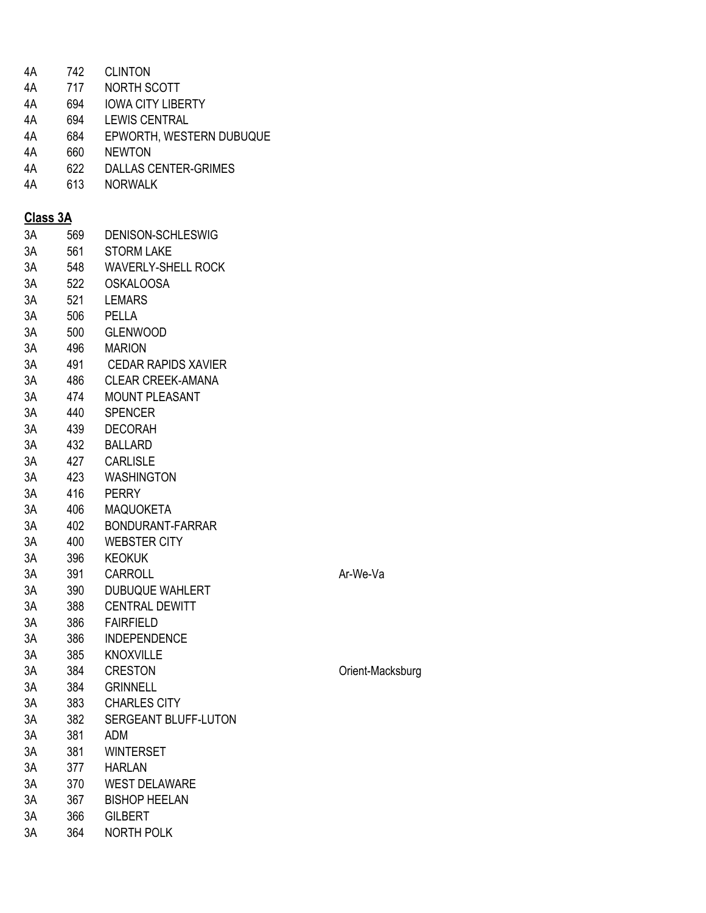| | | | |
|---|---|---|---|
| 4A | 742 | CLINTON | |
| 4A | 717 | NORTH SCOTT | |
| 4A | 694 | IOWA CITY LIBERTY | |
| 4A | 694 | LEWIS CENTRAL | |
| 4A | 684 | EPWORTH, WESTERN DUBUQUE | |
| 4A | 660 | NEWTON | |
| 4A | 622 | DALLAS CENTER-GRIMES | |
| 4A | 613 | NORWALK | |

**Class 3A**

| | | | |
|---|---|---|---|
| 3A | 569 | DENISON-SCHLESWIG | |
| 3A | 561 | STORM LAKE | |
| 3A | 548 | WAVERLY-SHELL ROCK | |
| 3A | 522 | OSKALOOSA | |
| 3A | 521 | LEMARS | |
| 3A | 506 | PELLA | |
| 3A | 500 | GLENWOOD | |
| 3A | 496 | MARION | |
| 3A | 491 | CEDAR RAPIDS XAVIER | |
| 3A | 486 | CLEAR CREEK-AMANA | |
| 3A | 474 | MOUNT PLEASANT | |
| 3A | 440 | SPENCER | |
| 3A | 439 | DECORAH | |
| 3A | 432 | BALLARD | |
| 3A | 427 | CARLISLE | |
| 3A | 423 | WASHINGTON | |
| 3A | 416 | PERRY | |
| 3A | 406 | MAQUOKETA | |
| 3A | 402 | BONDURANT-FARRAR | |
| 3A | 400 | WEBSTER CITY | |
| 3A | 396 | KEOKUK | |
| 3A | 391 | CARROLL | Ar-We-Va |
| 3A | 390 | DUBUQUE WAHLERT | |
| 3A | 388 | CENTRAL DEWITT | |
| 3A | 386 | FAIRFIELD | |
| 3A | 386 | INDEPENDENCE | |
| 3A | 385 | KNOXVILLE | |
| 3A | 384 | CRESTON | Orient-Macksburg |
| 3A | 384 | GRINNELL | |
| 3A | 383 | CHARLES CITY | |
| 3A | 382 | SERGEANT BLUFF-LUTON | |
| 3A | 381 | ADM | |
| 3A | 381 | WINTERSET | |
| 3A | 377 | HARLAN | |
| 3A | 370 | WEST DELAWARE | |
| 3A | 367 | BISHOP HEELAN | |
| 3A | 366 | GILBERT | |
| 3A | 364 | NORTH POLK | |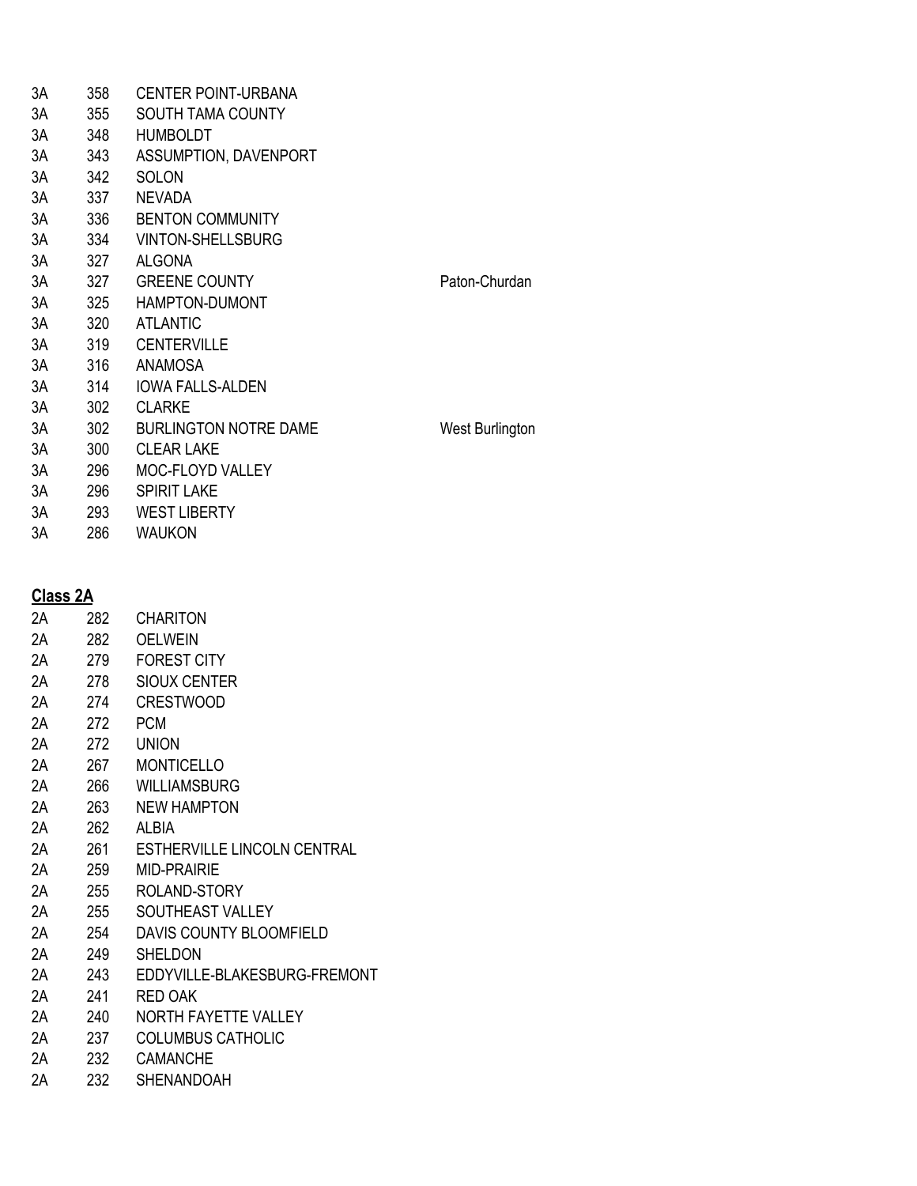| | | | |
|---|---|---|---|
| 3A | 358 | CENTER POINT-URBANA | |
| 3A | 355 | SOUTH TAMA COUNTY | |
| 3A | 348 | HUMBOLDT | |
| 3A | 343 | ASSUMPTION, DAVENPORT | |
| 3A | 342 | SOLON | |
| 3A | 337 | NEVADA | |
| 3A | 336 | BENTON COMMUNITY | |
| 3A | 334 | VINTON-SHELLSBURG | |
| 3A | 327 | ALGONA | |
| 3A | 327 | GREENE COUNTY | Paton-Churdan |
| 3A | 325 | HAMPTON-DUMONT | |
| 3A | 320 | ATLANTIC | |
| 3A | 319 | CENTERVILLE | |
| 3A | 316 | ANAMOSA | |
| 3A | 314 | IOWA FALLS-ALDEN | |
| 3A | 302 | CLARKE | |
| 3A | 302 | BURLINGTON NOTRE DAME | West Burlington |
| 3A | 300 | CLEAR LAKE | |
| 3A | 296 | MOC-FLOYD VALLEY | |
| 3A | 296 | SPIRIT LAKE | |
| 3A | 293 | WEST LIBERTY | |
| 3A | 286 | WAUKON | |

**Class 2A**

| | | |
|---|---|---|
| 2A | 282 | CHARITON |
| 2A | 282 | OELWEIN |
| 2A | 279 | FOREST CITY |
| 2A | 278 | SIOUX CENTER |
| 2A | 274 | CRESTWOOD |
| 2A | 272 | PCM |
| 2A | 272 | UNION |
| 2A | 267 | MONTICELLO |
| 2A | 266 | WILLIAMSBURG |
| 2A | 263 | NEW HAMPTON |
| 2A | 262 | ALBIA |
| 2A | 261 | ESTHERVILLE LINCOLN CENTRAL |
| 2A | 259 | MID-PRAIRIE |
| 2A | 255 | ROLAND-STORY |
| 2A | 255 | SOUTHEAST VALLEY |
| 2A | 254 | DAVIS COUNTY BLOOMFIELD |
| 2A | 249 | SHELDON |
| 2A | 243 | EDDYVILLE-BLAKESBURG-FREMONT |
| 2A | 241 | RED OAK |
| 2A | 240 | NORTH FAYETTE VALLEY |
| 2A | 237 | COLUMBUS CATHOLIC |
| 2A | 232 | CAMANCHE |
| 2A | 232 | SHENANDOAH |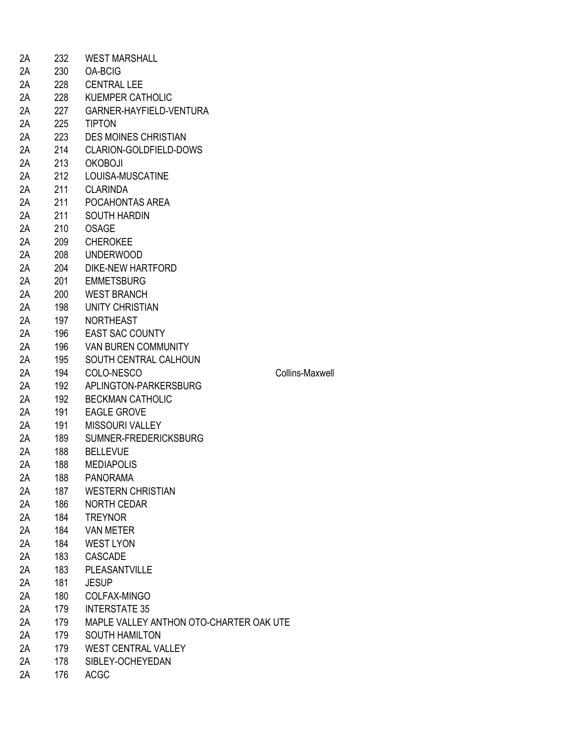| | | | |
|---|---|---|---|
| 2A | 232 | WEST MARSHALL | |
| 2A | 230 | OA-BCIG | |
| 2A | 228 | CENTRAL LEE | |
| 2A | 228 | KUEMPER CATHOLIC | |
| 2A | 227 | GARNER-HAYFIELD-VENTURA | |
| 2A | 225 | TIPTON | |
| 2A | 223 | DES MOINES CHRISTIAN | |
| 2A | 214 | CLARION-GOLDFIELD-DOWS | |
| 2A | 213 | OKOBOJI | |
| 2A | 212 | LOUISA-MUSCATINE | |
| 2A | 211 | CLARINDA | |
| 2A | 211 | POCAHONTAS AREA | |
| 2A | 211 | SOUTH HARDIN | |
| 2A | 210 | OSAGE | |
| 2A | 209 | CHEROKEE | |
| 2A | 208 | UNDERWOOD | |
| 2A | 204 | DIKE-NEW HARTFORD | |
| 2A | 201 | EMMETSBURG | |
| 2A | 200 | WEST BRANCH | |
| 2A | 198 | UNITY CHRISTIAN | |
| 2A | 197 | NORTHEAST | |
| 2A | 196 | EAST SAC COUNTY | |
| 2A | 196 | VAN BUREN COMMUNITY | |
| 2A | 195 | SOUTH CENTRAL CALHOUN | |
| 2A | 194 | COLO-NESCO | Collins-Maxwell |
| 2A | 192 | APLINGTON-PARKERSBURG | |
| 2A | 192 | BECKMAN CATHOLIC | |
| 2A | 191 | EAGLE GROVE | |
| 2A | 191 | MISSOURI VALLEY | |
| 2A | 189 | SUMNER-FREDERICKSBURG | |
| 2A | 188 | BELLEVUE | |
| 2A | 188 | MEDIAPOLIS | |
| 2A | 188 | PANORAMA | |
| 2A | 187 | WESTERN CHRISTIAN | |
| 2A | 186 | NORTH CEDAR | |
| 2A | 184 | TREYNOR | |
| 2A | 184 | VAN METER | |
| 2A | 184 | WEST LYON | |
| 2A | 183 | CASCADE | |
| 2A | 183 | PLEASANTVILLE | |
| 2A | 181 | JESUP | |
| 2A | 180 | COLFAX-MINGO | |
| 2A | 179 | INTERSTATE 35 | |
| 2A | 179 | MAPLE VALLEY ANTHON OTO-CHARTER OAK UTE | |
| 2A | 179 | SOUTH HAMILTON | |
| 2A | 179 | WEST CENTRAL VALLEY | |
| 2A | 178 | SIBLEY-OCHEYEDAN | |
| 2A | 176 | ACGC | |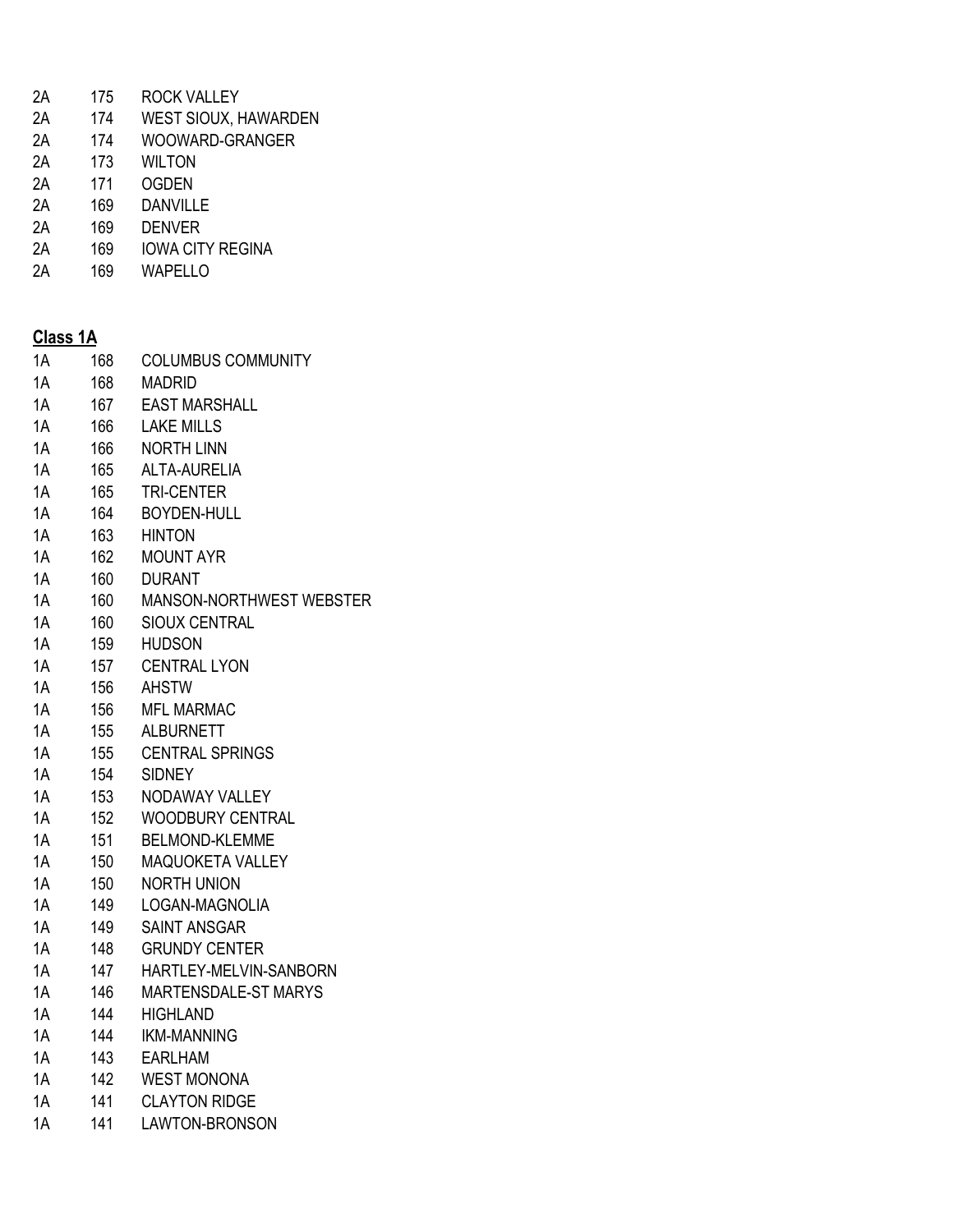| | | |
|---|---|---|
| 2A | 175 | ROCK VALLEY |
| 2A | 174 | WEST SIOUX, HAWARDEN |
| 2A | 174 | WOOWARD-GRANGER |
| 2A | 173 | WILTON |
| 2A | 171 | OGDEN |
| 2A | 169 | DANVILLE |
| 2A | 169 | DENVER |
| 2A | 169 | IOWA CITY REGINA |
| 2A | 169 | WAPELLO |

**Class 1A**

| | | |
|---|---|---|
| 1A | 168 | COLUMBUS COMMUNITY |
| 1A | 168 | MADRID |
| 1A | 167 | EAST MARSHALL |
| 1A | 166 | LAKE MILLS |
| 1A | 166 | NORTH LINN |
| 1A | 165 | ALTA-AURELIA |
| 1A | 165 | TRI-CENTER |
| 1A | 164 | BOYDEN-HULL |
| 1A | 163 | HINTON |
| 1A | 162 | MOUNT AYR |
| 1A | 160 | DURANT |
| 1A | 160 | MANSON-NORTHWEST WEBSTER |
| 1A | 160 | SIOUX CENTRAL |
| 1A | 159 | HUDSON |
| 1A | 157 | CENTRAL LYON |
| 1A | 156 | AHSTW |
| 1A | 156 | MFL MARMAC |
| 1A | 155 | ALBURNETT |
| 1A | 155 | CENTRAL SPRINGS |
| 1A | 154 | SIDNEY |
| 1A | 153 | NODAWAY VALLEY |
| 1A | 152 | WOODBURY CENTRAL |
| 1A | 151 | BELMOND-KLEMME |
| 1A | 150 | MAQUOKETA VALLEY |
| 1A | 150 | NORTH UNION |
| 1A | 149 | LOGAN-MAGNOLIA |
| 1A | 149 | SAINT ANSGAR |
| 1A | 148 | GRUNDY CENTER |
| 1A | 147 | HARTLEY-MELVIN-SANBORN |
| 1A | 146 | MARTENSDALE-ST MARYS |
| 1A | 144 | HIGHLAND |
| 1A | 144 | IKM-MANNING |
| 1A | 143 | EARLHAM |
| 1A | 142 | WEST MONONA |
| 1A | 141 | CLAYTON RIDGE |
| 1A | 141 | LAWTON-BRONSON |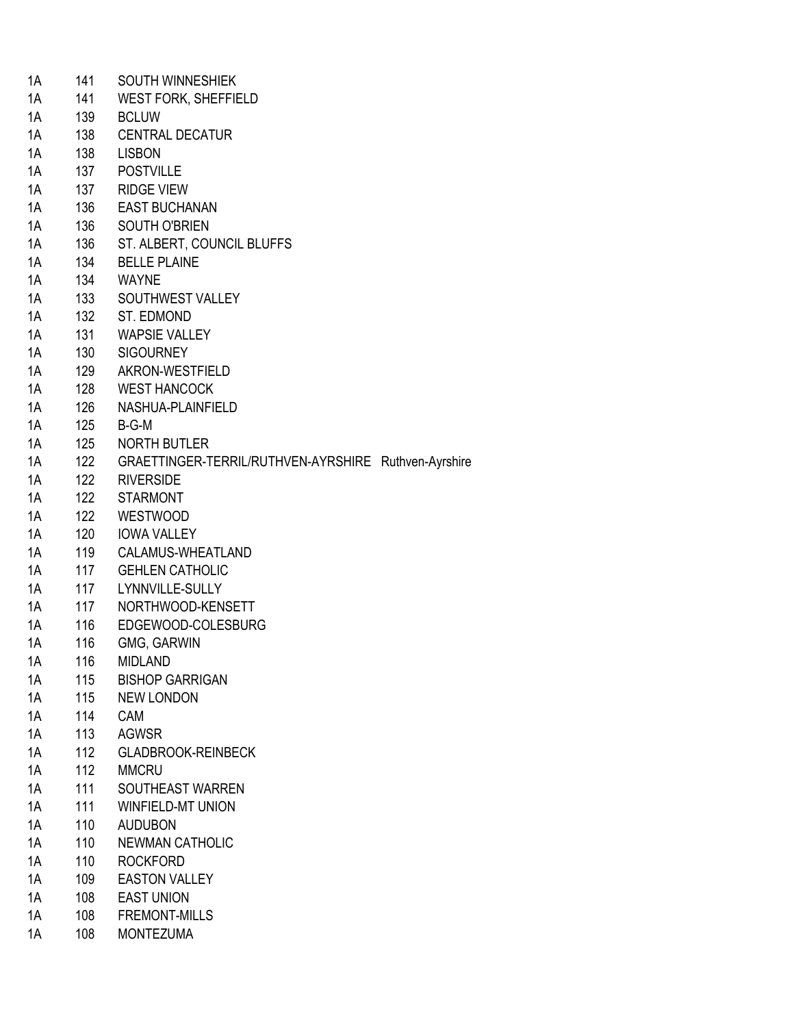| | | |
|---|---|---|
| 1A | 141 | SOUTH WINNESHIEK |
| 1A | 141 | WEST FORK, SHEFFIELD |
| 1A | 139 | BCLUW |
| 1A | 138 | CENTRAL DECATUR |
| 1A | 138 | LISBON |
| 1A | 137 | POSTVILLE |
| 1A | 137 | RIDGE VIEW |
| 1A | 136 | EAST BUCHANAN |
| 1A | 136 | SOUTH O'BRIEN |
| 1A | 136 | ST. ALBERT, COUNCIL BLUFFS |
| 1A | 134 | BELLE PLAINE |
| 1A | 134 | WAYNE |
| 1A | 133 | SOUTHWEST VALLEY |
| 1A | 132 | ST. EDMOND |
| 1A | 131 | WAPSIE VALLEY |
| 1A | 130 | SIGOURNEY |
| 1A | 129 | AKRON-WESTFIELD |
| 1A | 128 | WEST HANCOCK |
| 1A | 126 | NASHUA-PLAINFIELD |
| 1A | 125 | B-G-M |
| 1A | 125 | NORTH BUTLER |
| 1A | 122 | GRAETTINGER-TERRIL/RUTHVEN-AYRSHIRE Ruthven-Ayrshire |
| 1A | 122 | RIVERSIDE |
| 1A | 122 | STARMONT |
| 1A | 122 | WESTWOOD |
| 1A | 120 | IOWA VALLEY |
| 1A | 119 | CALAMUS-WHEATLAND |
| 1A | 117 | GEHLEN CATHOLIC |
| 1A | 117 | LYNNVILLE-SULLY |
| 1A | 117 | NORTHWOOD-KENSETT |
| 1A | 116 | EDGEWOOD-COLESBURG |
| 1A | 116 | GMG, GARWIN |
| 1A | 116 | MIDLAND |
| 1A | 115 | BISHOP GARRIGAN |
| 1A | 115 | NEW LONDON |
| 1A | 114 | CAM |
| 1A | 113 | AGWSR |
| 1A | 112 | GLADBROOK-REINBECK |
| 1A | 112 | MMCRU |
| 1A | 111 | SOUTHEAST WARREN |
| 1A | 111 | WINFIELD-MT UNION |
| 1A | 110 | AUDUBON |
| 1A | 110 | NEWMAN CATHOLIC |
| 1A | 110 | ROCKFORD |
| 1A | 109 | EASTON VALLEY |
| 1A | 108 | EAST UNION |
| 1A | 108 | FREMONT-MILLS |
| 1A | 108 | MONTEZUMA |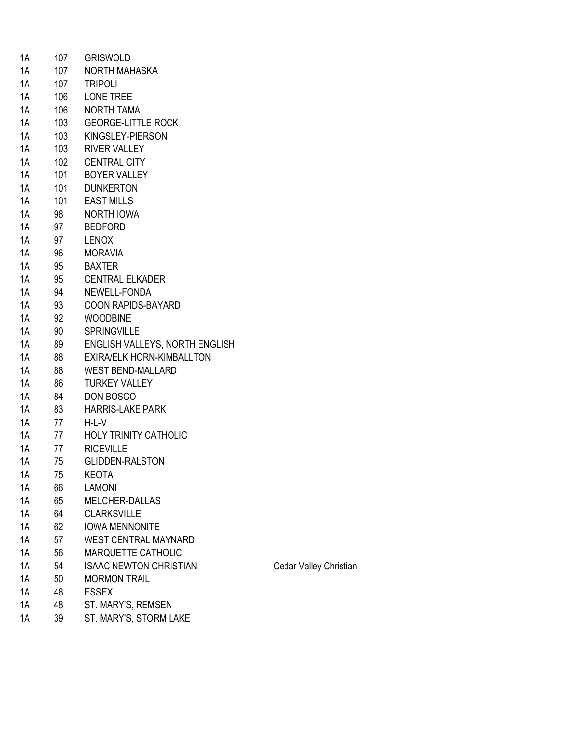| | | | |
|---|---|---|---|
| 1A | 107 | GRISWOLD | |
| 1A | 107 | NORTH MAHASKA | |
| 1A | 107 | TRIPOLI | |
| 1A | 106 | LONE TREE | |
| 1A | 106 | NORTH TAMA | |
| 1A | 103 | GEORGE-LITTLE ROCK | |
| 1A | 103 | KINGSLEY-PIERSON | |
| 1A | 103 | RIVER VALLEY | |
| 1A | 102 | CENTRAL CITY | |
| 1A | 101 | BOYER VALLEY | |
| 1A | 101 | DUNKERTON | |
| 1A | 101 | EAST MILLS | |
| 1A | 98 | NORTH IOWA | |
| 1A | 97 | BEDFORD | |
| 1A | 97 | LENOX | |
| 1A | 96 | MORAVIA | |
| 1A | 95 | BAXTER | |
| 1A | 95 | CENTRAL ELKADER | |
| 1A | 94 | NEWELL-FONDA | |
| 1A | 93 | COON RAPIDS-BAYARD | |
| 1A | 92 | WOODBINE | |
| 1A | 90 | SPRINGVILLE | |
| 1A | 89 | ENGLISH VALLEYS, NORTH ENGLISH | |
| 1A | 88 | EXIRA/ELK HORN-KIMBALLTON | |
| 1A | 88 | WEST BEND-MALLARD | |
| 1A | 86 | TURKEY VALLEY | |
| 1A | 84 | DON BOSCO | |
| 1A | 83 | HARRIS-LAKE PARK | |
| 1A | 77 | H-L-V | |
| 1A | 77 | HOLY TRINITY CATHOLIC | |
| 1A | 77 | RICEVILLE | |
| 1A | 75 | GLIDDEN-RALSTON | |
| 1A | 75 | KEOTA | |
| 1A | 66 | LAMONI | |
| 1A | 65 | MELCHER-DALLAS | |
| 1A | 64 | CLARKSVILLE | |
| 1A | 62 | IOWA MENNONITE | |
| 1A | 57 | WEST CENTRAL MAYNARD | |
| 1A | 56 | MARQUETTE CATHOLIC | |
| 1A | 54 | ISAAC NEWTON CHRISTIAN | Cedar Valley Christian |
| 1A | 50 | MORMON TRAIL | |
| 1A | 48 | ESSEX | |
| 1A | 48 | ST. MARY'S, REMSEN | |
| 1A | 39 | ST. MARY'S, STORM LAKE | |